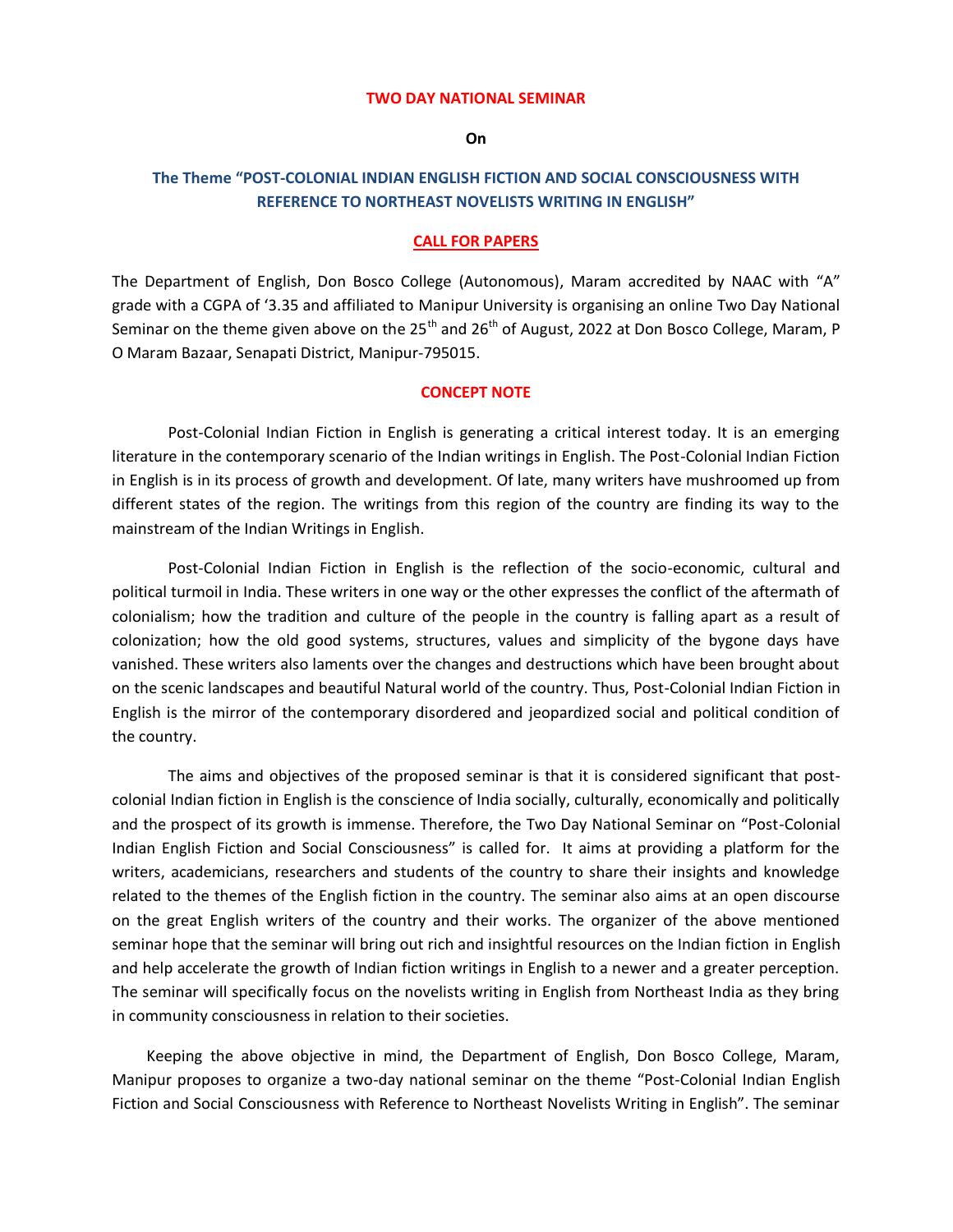# TWO DAY NATIONAL SEMINAR

**On**

## The Theme "POST-COLONIAL INDIAN ENGLISH FICTION AND SOCIAL CONSCIOUSNESS WITH REFERENCE TO NORTHEAST NOVELISTS WRITING IN ENGLISH"

### CALL FOR PAPERS

The Department of English, Don Bosco College (Autonomous), Maram accredited by NAAC with "A" grade with a CGPA of '3.35 and affiliated to Manipur University is organising an online Two Day National Seminar on the theme given above on the 25th and 26th of August, 2022 at Don Bosco College, Maram, P O Maram Bazaar, Senapati District, Manipur-795015.

### CONCEPT NOTE

Post-Colonial Indian Fiction in English is generating a critical interest today. It is an emerging literature in the contemporary scenario of the Indian writings in English. The Post-Colonial Indian Fiction in English is in its process of growth and development. Of late, many writers have mushroomed up from different states of the region. The writings from this region of the country are finding its way to the mainstream of the Indian Writings in English.

Post-Colonial Indian Fiction in English is the reflection of the socio-economic, cultural and political turmoil in India. These writers in one way or the other expresses the conflict of the aftermath of colonialism; how the tradition and culture of the people in the country is falling apart as a result of colonization; how the old good systems, structures, values and simplicity of the bygone days have vanished. These writers also laments over the changes and destructions which have been brought about on the scenic landscapes and beautiful Natural world of the country. Thus, Post-Colonial Indian Fiction in English is the mirror of the contemporary disordered and jeopardized social and political condition of the country.

The aims and objectives of the proposed seminar is that it is considered significant that post-colonial Indian fiction in English is the conscience of India socially, culturally, economically and politically and the prospect of its growth is immense. Therefore, the Two Day National Seminar on "Post-Colonial Indian English Fiction and Social Consciousness" is called for. It aims at providing a platform for the writers, academicians, researchers and students of the country to share their insights and knowledge related to the themes of the English fiction in the country. The seminar also aims at an open discourse on the great English writers of the country and their works. The organizer of the above mentioned seminar hope that the seminar will bring out rich and insightful resources on the Indian fiction in English and help accelerate the growth of Indian fiction writings in English to a newer and a greater perception. The seminar will specifically focus on the novelists writing in English from Northeast India as they bring in community consciousness in relation to their societies.

Keeping the above objective in mind, the Department of English, Don Bosco College, Maram, Manipur proposes to organize a two-day national seminar on the theme "Post-Colonial Indian English Fiction and Social Consciousness with Reference to Northeast Novelists Writing in English". The seminar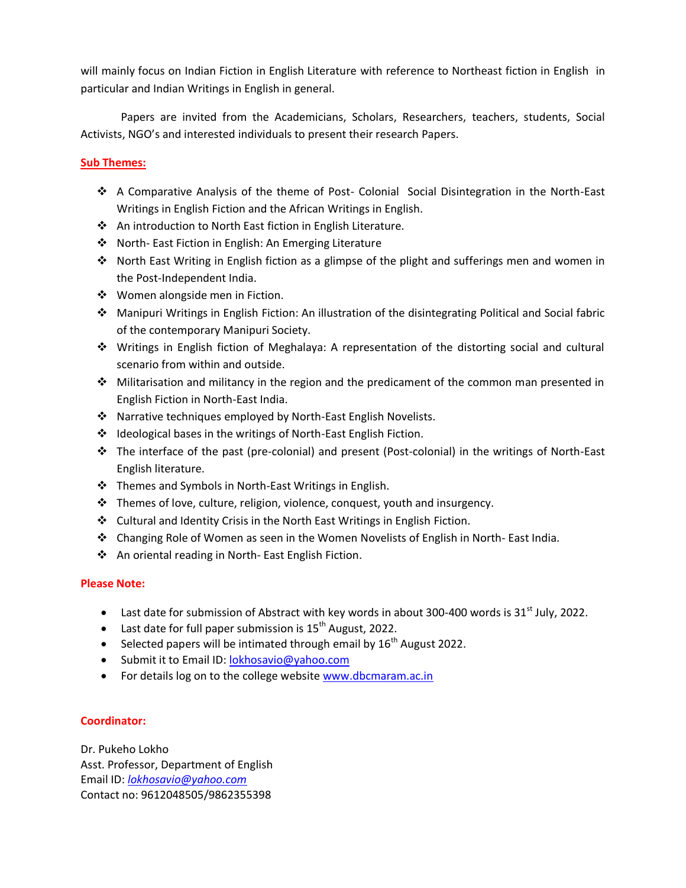will mainly focus on Indian Fiction in English Literature with reference to Northeast fiction in English in particular and Indian Writings in English in general.

Papers are invited from the Academicians, Scholars, Researchers, teachers, students, Social Activists, NGO's and interested individuals to present their research Papers.

**Sub Themes:**

- A Comparative Analysis of the theme of Post- Colonial Social Disintegration in the North-East Writings in English Fiction and the African Writings in English.
- An introduction to North East fiction in English Literature.
- North- East Fiction in English: An Emerging Literature
- North East Writing in English fiction as a glimpse of the plight and sufferings men and women in the Post-Independent India.
- Women alongside men in Fiction.
- Manipuri Writings in English Fiction: An illustration of the disintegrating Political and Social fabric of the contemporary Manipuri Society.
- Writings in English fiction of Meghalaya: A representation of the distorting social and cultural scenario from within and outside.
- Militarisation and militancy in the region and the predicament of the common man presented in English Fiction in North-East India.
- Narrative techniques employed by North-East English Novelists.
- Ideological bases in the writings of North-East English Fiction.
- The interface of the past (pre-colonial) and present (Post-colonial) in the writings of North-East English literature.
- Themes and Symbols in North-East Writings in English.
- Themes of love, culture, religion, violence, conquest, youth and insurgency.
- Cultural and Identity Crisis in the North East Writings in English Fiction.
- Changing Role of Women as seen in the Women Novelists of English in North- East India.
- An oriental reading in North- East English Fiction.

**Please Note:**

- Last date for submission of Abstract with key words in about 300-400 words is 31st July, 2022.
- Last date for full paper submission is 15th August, 2022.
- Selected papers will be intimated through email by 16th August 2022.
- Submit it to Email ID: lokhosavio@yahoo.com
- For details log on to the college website www.dbcmaram.ac.in

**Coordinator:**

Dr. Pukeho Lokho
Asst. Professor, Department of English
Email ID: *lokhosavio@yahoo.com*
Contact no: 9612048505/9862355398